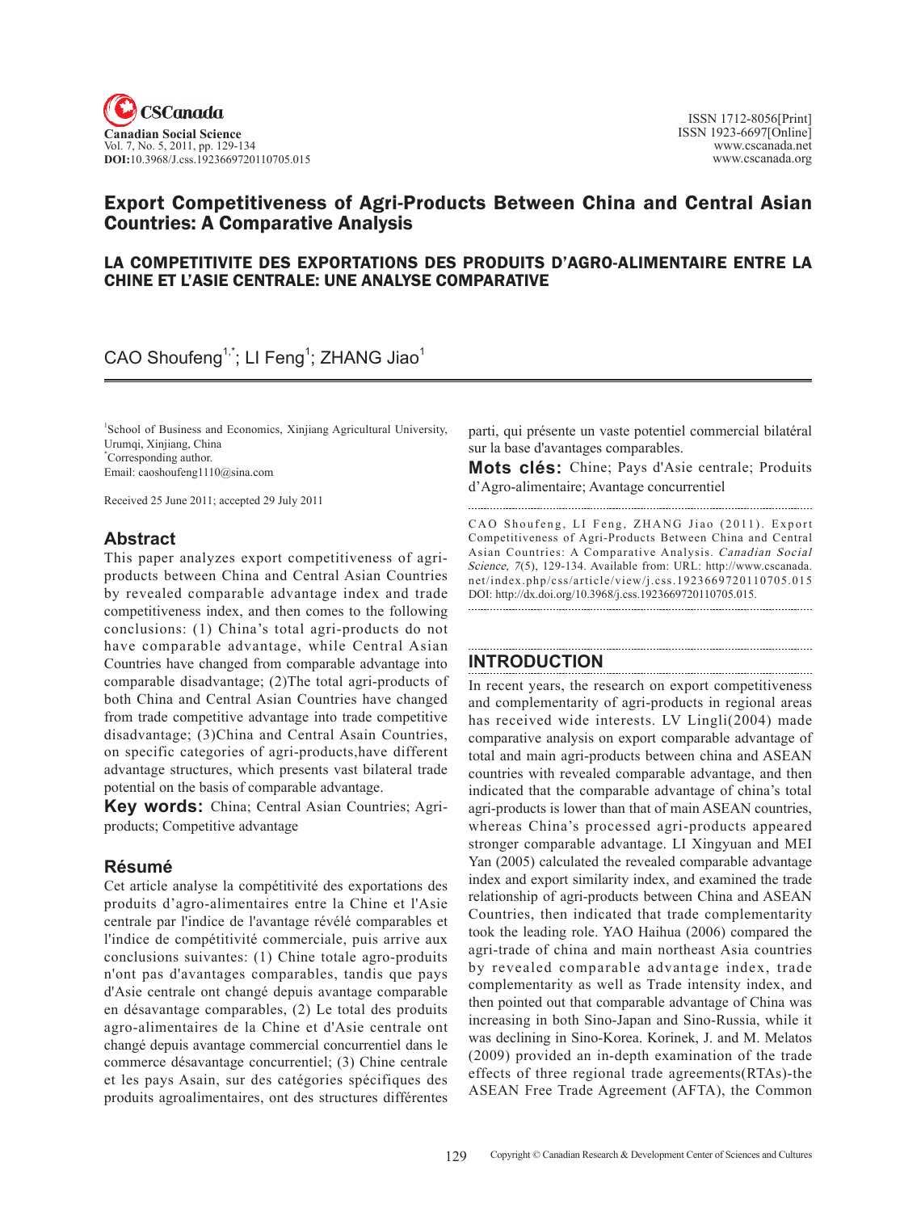# Export Competitiveness of Agri-Products Between China and Central Asian Countries: A Comparative Analysis

## LA COMPETITIVITE DES EXPORTATIONS DES PRODUITS D'AGRO-ALIMENTAIRE ENTRE LA CHINE ET L'ASIE CENTRALE: UNE ANALYSE COMPARATIVE

CAO Shoufeng[1,*]; LI Feng[1]; ZHANG Jiao[1]

[1]School of Business and Economics, Xinjiang Agricultural University, Urumqi, Xinjiang, China
[*]Corresponding author.
Email: caoshoufeng1110@sina.com

Received 25 June 2011; accepted 29 July 2011

### Abstract

This paper analyzes export competitiveness of agri-products between China and Central Asian Countries by revealed comparable advantage index and trade competitiveness index, and then comes to the following conclusions: (1) China's total agri-products do not have comparable advantage, while Central Asian Countries have changed from comparable advantage into comparable disadvantage; (2)The total agri-products of both China and Central Asian Countries have changed from trade competitive advantage into trade competitive disadvantage; (3)China and Central Asain Countries, on specific categories of agri-products,have different advantage structures, which presents vast bilateral trade potential on the basis of comparable advantage.

**Key words:** China; Central Asian Countries; Agri-products; Competitive advantage

### Résumé

Cet article analyse la compétitivité des exportations des produits d'agro-alimentaires entre la Chine et l'Asie centrale par l'indice de l'avantage révélé comparables et l'indice de compétitivité commerciale, puis arrive aux conclusions suivantes: (1) Chine totale agro-produits n'ont pas d'avantages comparables, tandis que pays d'Asie centrale ont changé depuis avantage comparable en désavantage comparables, (2) Le total des produits agro-alimentaires de la Chine et d'Asie centrale ont changé depuis avantage commercial concurrentiel dans le commerce désavantage concurrentiel; (3) Chine centrale et les pays Asain, sur des catégories spécifiques des produits agroalimentaires, ont des structures différentes parti, qui présente un vaste potentiel commercial bilatéral sur la base d'avantages comparables.

**Mots clés:** Chine; Pays d'Asie centrale; Produits d'Agro-alimentaire; Avantage concurrentiel

CAO Shoufeng, LI Feng, ZHANG Jiao (2011). Export Competitiveness of Agri-Products Between China and Central Asian Countries: A Comparative Analysis. *Canadian Social Science, 7*(5), 129-134. Available from: URL: http://www.cscanada.net/index.php/css/article/view/j.css.1923669720110705.015 DOI: http://dx.doi.org/10.3968/j.css.1923669720110705.015.

## INTRODUCTION

In recent years, the research on export competitiveness and complementarity of agri-products in regional areas has received wide interests. LV Lingli(2004) made comparative analysis on export comparable advantage of total and main agri-products between china and ASEAN countries with revealed comparable advantage, and then indicated that the comparable advantage of china's total agri-products is lower than that of main ASEAN countries, whereas China's processed agri-products appeared stronger comparable advantage. LI Xingyuan and MEI Yan (2005) calculated the revealed comparable advantage index and export similarity index, and examined the trade relationship of agri-products between China and ASEAN Countries, then indicated that trade complementarity took the leading role. YAO Haihua (2006) compared the agri-trade of china and main northeast Asia countries by revealed comparable advantage index, trade complementarity as well as Trade intensity index, and then pointed out that comparable advantage of China was increasing in both Sino-Japan and Sino-Russia, while it was declining in Sino-Korea. Korinek, J. and M. Melatos (2009) provided an in-depth examination of the trade effects of three regional trade agreements(RTAs)-the ASEAN Free Trade Agreement (AFTA), the Common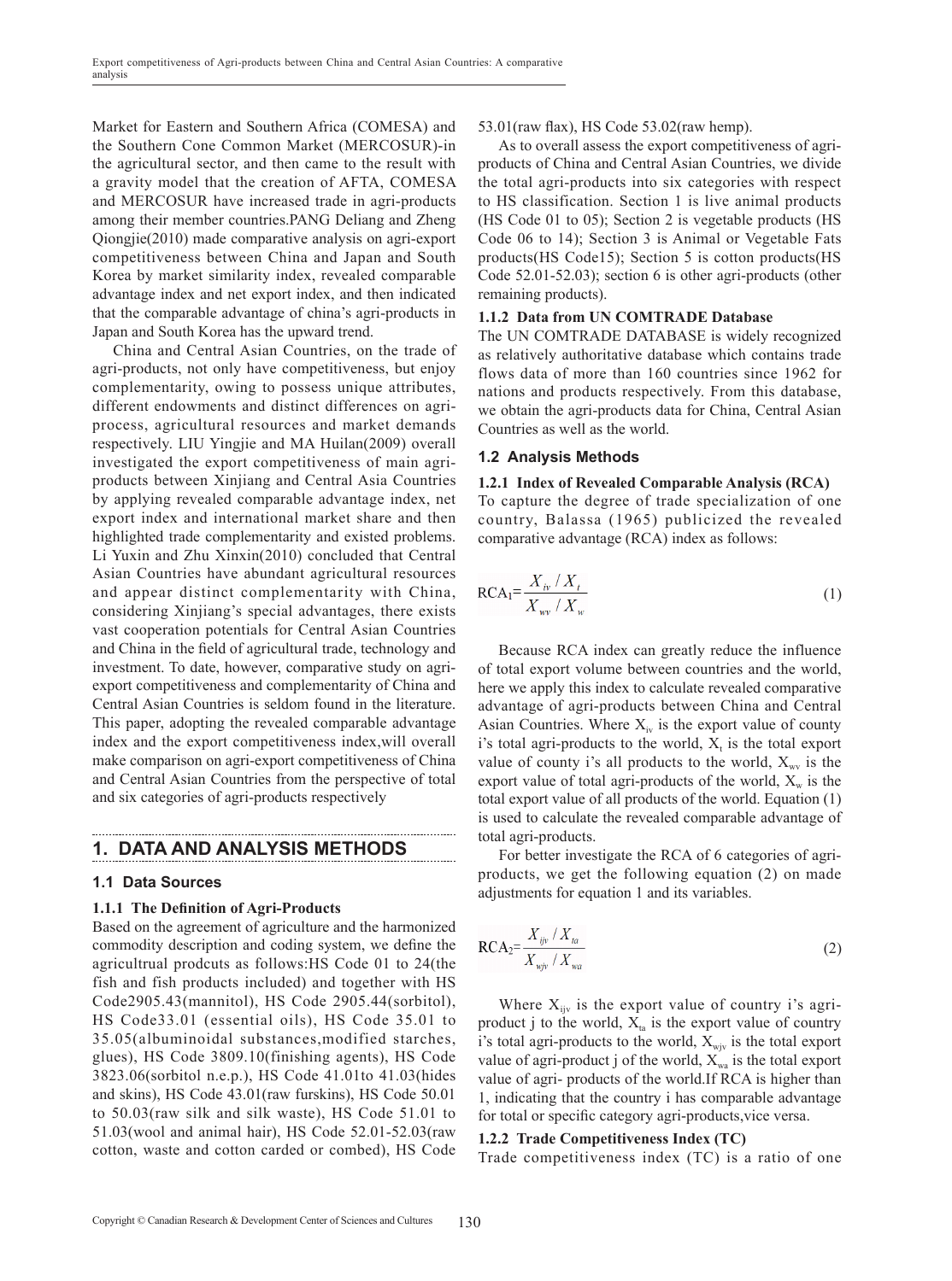Market for Eastern and Southern Africa (COMESA) and the Southern Cone Common Market (MERCOSUR)-in the agricultural sector, and then came to the result with a gravity model that the creation of AFTA, COMESA and MERCOSUR have increased trade in agri-products among their member countries.PANG Deliang and Zheng Qiongjie(2010) made comparative analysis on agri-export competitiveness between China and Japan and South Korea by market similarity index, revealed comparable advantage index and net export index, and then indicated that the comparable advantage of china's agri-products in Japan and South Korea has the upward trend.

China and Central Asian Countries, on the trade of agri-products, not only have competitiveness, but enjoy complementarity, owing to possess unique attributes, different endowments and distinct differences on agri-process, agricultural resources and market demands respectively. LIU Yingjie and MA Huilan(2009) overall investigated the export competitiveness of main agri-products between Xinjiang and Central Asia Countries by applying revealed comparable advantage index, net export index and international market share and then highlighted trade complementarity and existed problems. Li Yuxin and Zhu Xinxin(2010) concluded that Central Asian Countries have abundant agricultural resources and appear distinct complementarity with China, considering Xinjiang's special advantages, there exists vast cooperation potentials for Central Asian Countries and China in the field of agricultural trade, technology and investment. To date, however, comparative study on agri-export competitiveness and complementarity of China and Central Asian Countries is seldom found in the literature. This paper, adopting the revealed comparable advantage index and the export competitiveness index,will overall make comparison on agri-export competitiveness of China and Central Asian Countries from the perspective of total and six categories of agri-products respectively

## 1. DATA AND ANALYSIS METHODS

### 1.1 Data Sources

#### 1.1.1 The Definition of Agri-Products

Based on the agreement of agriculture and the harmonized commodity description and coding system, we define the agricultrual prodcuts as follows:HS Code 01 to 24(the fish and fish products included) and together with HS Code2905.43(mannitol), HS Code 2905.44(sorbitol), HS Code33.01 (essential oils), HS Code 35.01 to 35.05(albuminoidal substances,modified starches, glues), HS Code 3809.10(finishing agents), HS Code 3823.06(sorbitol n.e.p.), HS Code 41.01to 41.03(hides and skins), HS Code 43.01(raw furskins), HS Code 50.01 to 50.03(raw silk and silk waste), HS Code 51.01 to 51.03(wool and animal hair), HS Code 52.01-52.03(raw cotton, waste and cotton carded or combed), HS Code 53.01(raw flax), HS Code 53.02(raw hemp).

As to overall assess the export competitiveness of agri-products of China and Central Asian Countries, we divide the total agri-products into six categories with respect to HS classification. Section 1 is live animal products (HS Code 01 to 05); Section 2 is vegetable products (HS Code 06 to 14); Section 3 is Animal or Vegetable Fats products(HS Code15); Section 5 is cotton products(HS Code 52.01-52.03); section 6 is other agri-products (other remaining products).

#### 1.1.2 Data from UN COMTRADE Database

The UN COMTRADE DATABASE is widely recognized as relatively authoritative database which contains trade flows data of more than 160 countries since 1962 for nations and products respectively. From this database, we obtain the agri-products data for China, Central Asian Countries as well as the world.

### 1.2 Analysis Methods

#### 1.2.1 Index of Revealed Comparable Analysis (RCA)

To capture the degree of trade specialization of one country, Balassa (1965) publicized the revealed comparative advantage (RCA) index as follows:

$$RCA_1=\frac{X_{iv}/X_t}{X_{wv}/X_w} \tag{1}$$

Because RCA index can greatly reduce the influence of total export volume between countries and the world, here we apply this index to calculate revealed comparative advantage of agri-products between China and Central Asian Countries. Where $X_{iv}$ is the export value of county i's total agri-products to the world, $X_t$ is the total export value of county i's all products to the world, $X_{wv}$ is the export value of total agri-products of the world, $X_w$ is the total export value of all products of the world. Equation (1) is used to calculate the revealed comparable advantage of total agri-products.

For better investigate the RCA of 6 categories of agri-products, we get the following equation (2) on made adjustments for equation 1 and its variables.

$$RCA_2=\frac{X_{ijv}/X_{ta}}{X_{wjv}/X_{wa}} \tag{2}$$

Where $X_{ijv}$ is the export value of country i's agri-product j to the world, $X_{ta}$ is the export value of country i's total agri-products to the world, $X_{wjv}$ is the total export value of agri-product j of the world, $X_{wa}$ is the total export value of agri- products of the world.If RCA is higher than 1, indicating that the country i has comparable advantage for total or specific category agri-products,vice versa.

#### 1.2.2 Trade Competitiveness Index (TC)

Trade competitiveness index (TC) is a ratio of one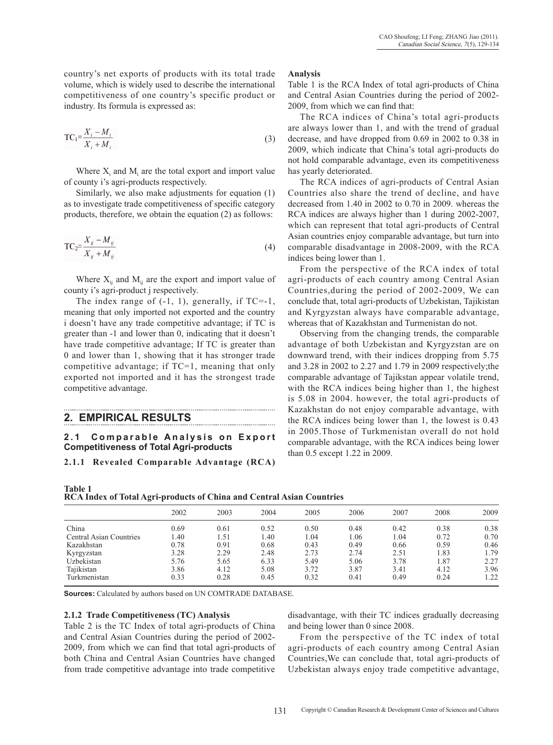country's net exports of products with its total trade volume, which is widely used to describe the international competitiveness of one country's specific product or industry. Its formula is expressed as:

$$\text{TC}_1=\frac{X_i-M_i}{X_i+M_i} \tag{3}$$

Where $X_i$ and $M_i$ are the total export and import value of county i's agri-products respectively.

Similarly, we also make adjustments for equation (1) as to investigate trade competitiveness of specific category products, therefore, we obtain the equation (2) as follows:

$$\text{TC}_2=\frac{X_{ij}-M_{ij}}{X_{ij}+M_{ij}} \tag{4}$$

Where $X_{ij}$ and $M_{ij}$ are the export and import value of county i's agri-product j respectively.

The index range of (-1, 1), generally, if TC=-1, meaning that only imported not exported and the country i doesn't have any trade competitive advantage; if TC is greater than -1 and lower than 0, indicating that it doesn't have trade competitive advantage; If TC is greater than 0 and lower than 1, showing that it has stronger trade competitive advantage; if TC=1, meaning that only exported not imported and it has the strongest trade competitive advantage.

## 2. EMPIRICAL RESULTS

### 2.1 Comparable Analysis on Export Competitiveness of Total Agri-products

#### 2.1.1 Revealed Comparable Advantage (RCA)

**Analysis**

Table 1 is the RCA Index of total agri-products of China and Central Asian Countries during the period of 2002-2009, from which we can find that:

The RCA indices of China's total agri-products are always lower than 1, and with the trend of gradual decrease, and have dropped from 0.69 in 2002 to 0.38 in 2009, which indicate that China's total agri-products do not hold comparable advantage, even its competitiveness has yearly deteriorated.

The RCA indices of agri-products of Central Asian Countries also share the trend of decline, and have decreased from 1.40 in 2002 to 0.70 in 2009. whereas the RCA indices are always higher than 1 during 2002-2007, which can represent that total agri-products of Central Asian countries enjoy comparable advantage, but turn into comparable disadvantage in 2008-2009, with the RCA indices being lower than 1.

From the perspective of the RCA index of total agri-products of each country among Central Asian Countries,during the period of 2002-2009, We can conclude that, total agri-products of Uzbekistan, Tajikistan and Kyrgyzstan always have comparable advantage, whereas that of Kazakhstan and Turmenistan do not.

Observing from the changing trends, the comparable advantage of both Uzbekistan and Kyrgyzstan are on downward trend, with their indices dropping from 5.75 and 3.28 in 2002 to 2.27 and 1.79 in 2009 respectively;the comparable advantage of Tajikstan appear volatile trend, with the RCA indices being higher than 1, the highest is 5.08 in 2004. however, the total agri-products of Kazakhstan do not enjoy comparable advantage, with the RCA indices being lower than 1, the lowest is 0.43 in 2005.Those of Turkmenistan overall do not hold comparable advantage, with the RCA indices being lower than 0.5 except 1.22 in 2009.

**Table 1**
**RCA Index of Total Agri-products of China and Central Asian Countries**

| | 2002 | 2003 | 2004 | 2005 | 2006 | 2007 | 2008 | 2009 |
|---|---|---|---|---|---|---|---|---|
| China | 0.69 | 0.61 | 0.52 | 0.50 | 0.48 | 0.42 | 0.38 | 0.38 |
| Central Asian Countries | 1.40 | 1.51 | 1.40 | 1.04 | 1.06 | 1.04 | 0.72 | 0.70 |
| Kazakhstan | 0.78 | 0.91 | 0.68 | 0.43 | 0.49 | 0.66 | 0.59 | 0.46 |
| Kyrgyzstan | 3.28 | 2.29 | 2.48 | 2.73 | 2.74 | 2.51 | 1.83 | 1.79 |
| Uzbekistan | 5.76 | 5.65 | 6.33 | 5.49 | 5.06 | 3.78 | 1.87 | 2.27 |
| Tajikistan | 3.86 | 4.12 | 5.08 | 3.72 | 3.87 | 3.41 | 4.12 | 3.96 |
| Turkmenistan | 0.33 | 0.28 | 0.45 | 0.32 | 0.41 | 0.49 | 0.24 | 1.22 |

**Sources:** Calculated by authors based on UN COMTRADE DATABASE.

#### 2.1.2 Trade Competitiveness (TC) Analysis

Table 2 is the TC Index of total agri-products of China and Central Asian Countries during the period of 2002-2009, from which we can find that total agri-products of both China and Central Asian Countries have changed from trade competitive advantage into trade competitive disadvantage, with their TC indices gradually decreasing and being lower than 0 since 2008.

From the perspective of the TC index of total agri-products of each country among Central Asian Countries,We can conclude that, total agri-products of Uzbekistan always enjoy trade competitive advantage,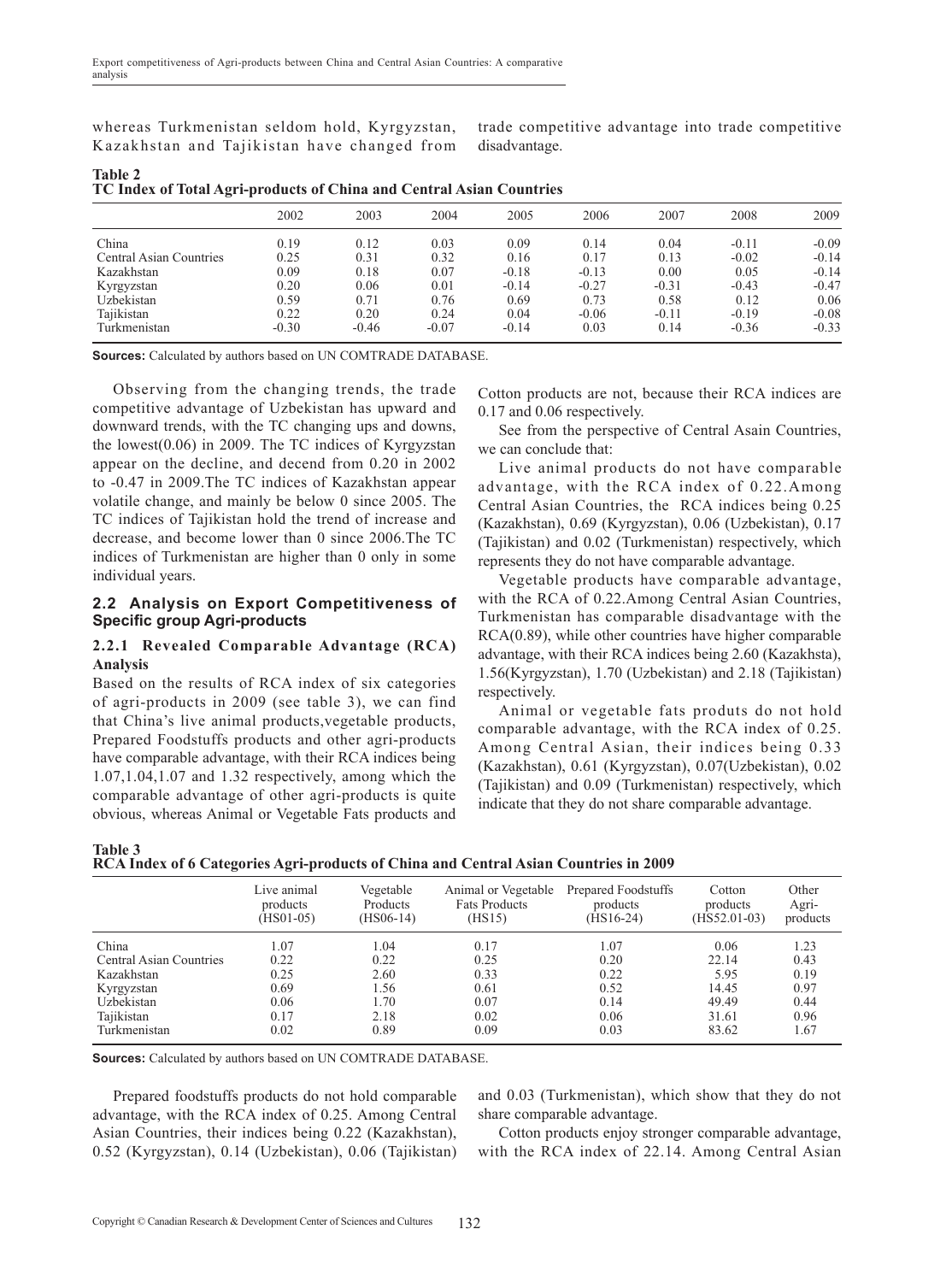whereas Turkmenistan seldom hold, Kyrgyzstan, Kazakhstan and Tajikistan have changed from trade competitive advantage into trade competitive disadvantage.

**Table 2**
**TC Index of Total Agri-products of China and Central Asian Countries**

| | 2002 | 2003 | 2004 | 2005 | 2006 | 2007 | 2008 | 2009 |
|---|---|---|---|---|---|---|---|---|
| China | 0.19 | 0.12 | 0.03 | 0.09 | 0.14 | 0.04 | -0.11 | -0.09 |
| Central Asian Countries | 0.25 | 0.31 | 0.32 | 0.16 | 0.17 | 0.13 | -0.02 | -0.14 |
| Kazakhstan | 0.09 | 0.18 | 0.07 | -0.18 | -0.13 | 0.00 | 0.05 | -0.14 |
| Kyrgyzstan | 0.20 | 0.06 | 0.01 | -0.14 | -0.27 | -0.31 | -0.43 | -0.47 |
| Uzbekistan | 0.59 | 0.71 | 0.76 | 0.69 | 0.73 | 0.58 | 0.12 | 0.06 |
| Tajikistan | 0.22 | 0.20 | 0.24 | 0.04 | -0.06 | -0.11 | -0.19 | -0.08 |
| Turkmenistan | -0.30 | -0.46 | -0.07 | -0.14 | 0.03 | 0.14 | -0.36 | -0.33 |

**Sources:** Calculated by authors based on UN COMTRADE DATABASE.

Observing from the changing trends, the trade competitive advantage of Uzbekistan has upward and downward trends, with the TC changing ups and downs, the lowest(0.06) in 2009. The TC indices of Kyrgyzstan appear on the decline, and decend from 0.20 in 2002 to -0.47 in 2009.The TC indices of Kazakhstan appear volatile change, and mainly be below 0 since 2005. The TC indices of Tajikistan hold the trend of increase and decrease, and become lower than 0 since 2006.The TC indices of Turkmenistan are higher than 0 only in some individual years.

### 2.2 Analysis on Export Competitiveness of Specific group Agri-products

#### 2.2.1 Revealed Comparable Advantage (RCA) Analysis

Based on the results of RCA index of six categories of agri-products in 2009 (see table 3), we can find that China's live animal products,vegetable products, Prepared Foodstuffs products and other agri-products have comparable advantage, with their RCA indices being 1.07,1.04,1.07 and 1.32 respectively, among which the comparable advantage of other agri-products is quite obvious, whereas Animal or Vegetable Fats products and Cotton products are not, because their RCA indices are 0.17 and 0.06 respectively.

See from the perspective of Central Asain Countries, we can conclude that:

Live animal products do not have comparable advantage, with the RCA index of 0.22.Among Central Asian Countries, the RCA indices being 0.25 (Kazakhstan), 0.69 (Kyrgyzstan), 0.06 (Uzbekistan), 0.17 (Tajikistan) and 0.02 (Turkmenistan) respectively, which represents they do not have comparable advantage.

Vegetable products have comparable advantage, with the RCA of 0.22.Among Central Asian Countries, Turkmenistan has comparable disadvantage with the RCA(0.89), while other countries have higher comparable advantage, with their RCA indices being 2.60 (Kazakhsta), 1.56(Kyrgyzstan), 1.70 (Uzbekistan) and 2.18 (Tajikistan) respectively.

Animal or vegetable fats produts do not hold comparable advantage, with the RCA index of 0.25. Among Central Asian, their indices being 0.33 (Kazakhstan), 0.61 (Kyrgyzstan), 0.07(Uzbekistan), 0.02 (Tajikistan) and 0.09 (Turkmenistan) respectively, which indicate that they do not share comparable advantage.

**Table 3**
**RCA Index of 6 Categories Agri-products of China and Central Asian Countries in 2009**

| | Live animal products (HS01-05) | Vegetable Products (HS06-14) | Animal or Vegetable Fats Products (HS15) | Prepared Foodstuffs products (HS16-24) | Cotton products (HS52.01-03) | Other Agri-products |
|---|---|---|---|---|---|---|
| China | 1.07 | 1.04 | 0.17 | 1.07 | 0.06 | 1.23 |
| Central Asian Countries | 0.22 | 0.22 | 0.25 | 0.20 | 22.14 | 0.43 |
| Kazakhstan | 0.25 | 2.60 | 0.33 | 0.22 | 5.95 | 0.19 |
| Kyrgyzstan | 0.69 | 1.56 | 0.61 | 0.52 | 14.45 | 0.97 |
| Uzbekistan | 0.06 | 1.70 | 0.07 | 0.14 | 49.49 | 0.44 |
| Tajikistan | 0.17 | 2.18 | 0.02 | 0.06 | 31.61 | 0.96 |
| Turkmenistan | 0.02 | 0.89 | 0.09 | 0.03 | 83.62 | 1.67 |

**Sources:** Calculated by authors based on UN COMTRADE DATABASE.

Prepared foodstuffs products do not hold comparable advantage, with the RCA index of 0.25. Among Central Asian Countries, their indices being 0.22 (Kazakhstan), 0.52 (Kyrgyzstan), 0.14 (Uzbekistan), 0.06 (Tajikistan) and 0.03 (Turkmenistan), which show that they do not share comparable advantage.

Cotton products enjoy stronger comparable advantage, with the RCA index of 22.14. Among Central Asian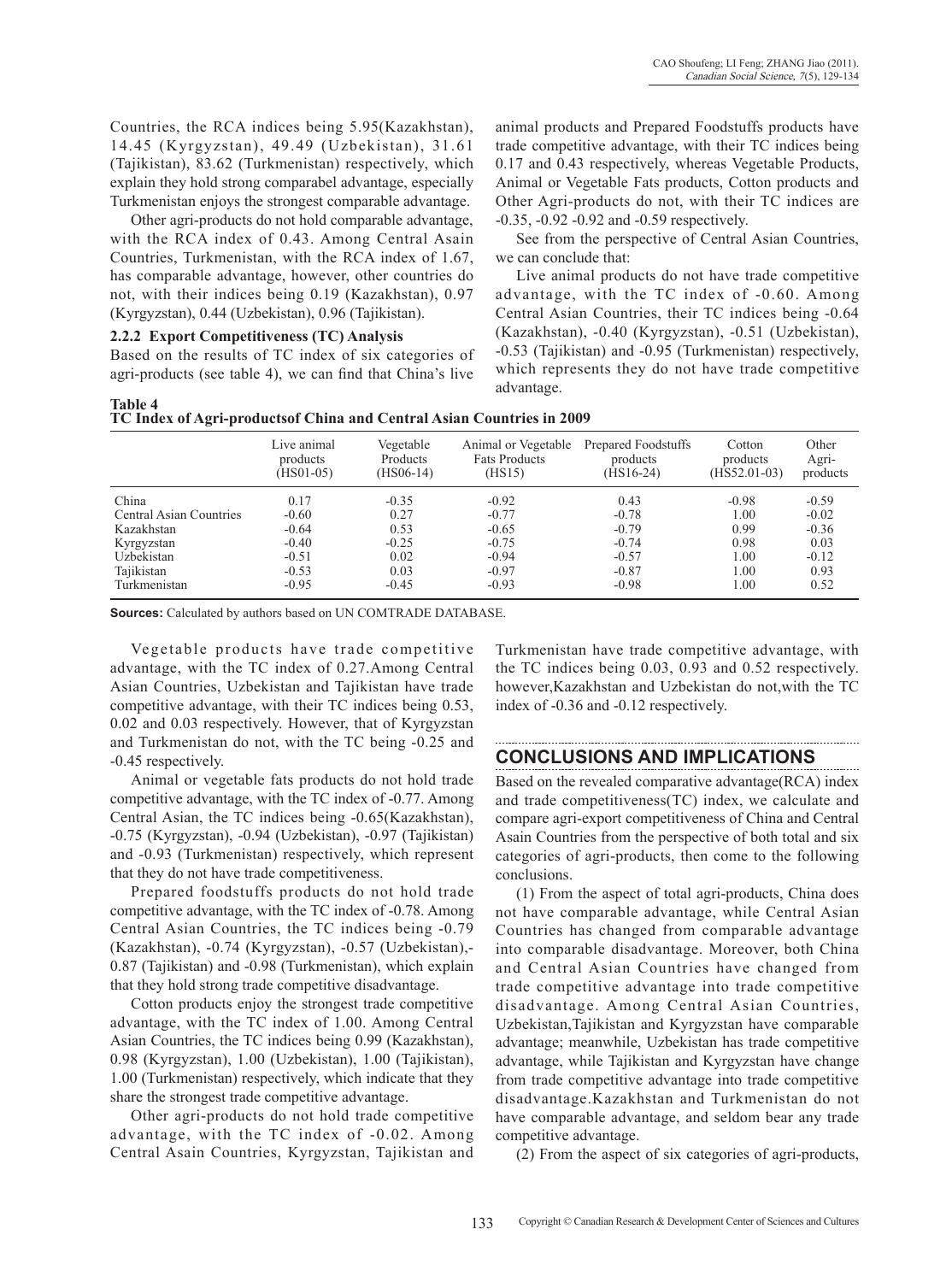Countries, the RCA indices being 5.95(Kazakhstan), 14.45 (Kyrgyzstan), 49.49 (Uzbekistan), 31.61 (Tajikistan), 83.62 (Turkmenistan) respectively, which explain they hold strong comparabel advantage, especially Turkmenistan enjoys the strongest comparable advantage.

Other agri-products do not hold comparable advantage, with the RCA index of 0.43. Among Central Asain Countries, Turkmenistan, with the RCA index of 1.67, has comparable advantage, however, other countries do not, with their indices being 0.19 (Kazakhstan), 0.97 (Kyrgyzstan), 0.44 (Uzbekistan), 0.96 (Tajikistan).

### 2.2.2 Export Competitiveness (TC) Analysis

Based on the results of TC index of six categories of agri-products (see table 4), we can find that China's live animal products and Prepared Foodstuffs products have trade competitive advantage, with their TC indices being 0.17 and 0.43 respectively, whereas Vegetable Products, Animal or Vegetable Fats products, Cotton products and Other Agri-products do not, with their TC indices are -0.35, -0.92 -0.92 and -0.59 respectively.

See from the perspective of Central Asian Countries, we can conclude that:

Live animal products do not have trade competitive advantage, with the TC index of -0.60. Among Central Asian Countries, their TC indices being -0.64 (Kazakhstan), -0.40 (Kyrgyzstan), -0.51 (Uzbekistan), -0.53 (Tajikistan) and -0.95 (Turkmenistan) respectively, which represents they do not have trade competitive advantage.

**Table 4**
**TC Index of Agri-productsof China and Central Asian Countries in 2009**

| | Live animal products (HS01-05) | Vegetable Products (HS06-14) | Animal or Vegetable Fats Products (HS15) | Prepared Foodstuffs products (HS16-24) | Cotton products (HS52.01-03) | Other Agri-products |
|---|---|---|---|---|---|---|
| China | 0.17 | -0.35 | -0.92 | 0.43 | -0.98 | -0.59 |
| Central Asian Countries | -0.60 | 0.27 | -0.77 | -0.78 | 1.00 | -0.02 |
| Kazakhstan | -0.64 | 0.53 | -0.65 | -0.79 | 0.99 | -0.36 |
| Kyrgyzstan | -0.40 | -0.25 | -0.75 | -0.74 | 0.98 | 0.03 |
| Uzbekistan | -0.51 | 0.02 | -0.94 | -0.57 | 1.00 | -0.12 |
| Tajikistan | -0.53 | 0.03 | -0.97 | -0.87 | 1.00 | 0.93 |
| Turkmenistan | -0.95 | -0.45 | -0.93 | -0.98 | 1.00 | 0.52 |

**Sources:** Calculated by authors based on UN COMTRADE DATABASE.

Vegetable products have trade competitive advantage, with the TC index of 0.27.Among Central Asian Countries, Uzbekistan and Tajikistan have trade competitive advantage, with their TC indices being 0.53, 0.02 and 0.03 respectively. However, that of Kyrgyzstan and Turkmenistan do not, with the TC being -0.25 and -0.45 respectively.

Animal or vegetable fats products do not hold trade competitive advantage, with the TC index of -0.77. Among Central Asian, the TC indices being -0.65(Kazakhstan), -0.75 (Kyrgyzstan), -0.94 (Uzbekistan), -0.97 (Tajikistan) and -0.93 (Turkmenistan) respectively, which represent that they do not have trade competitiveness.

Prepared foodstuffs products do not hold trade competitive advantage, with the TC index of -0.78. Among Central Asian Countries, the TC indices being -0.79 (Kazakhstan), -0.74 (Kyrgyzstan), -0.57 (Uzbekistan),-0.87 (Tajikistan) and -0.98 (Turkmenistan), which explain that they hold strong trade competitive disadvantage.

Cotton products enjoy the strongest trade competitive advantage, with the TC index of 1.00. Among Central Asian Countries, the TC indices being 0.99 (Kazakhstan), 0.98 (Kyrgyzstan), 1.00 (Uzbekistan), 1.00 (Tajikistan), 1.00 (Turkmenistan) respectively, which indicate that they share the strongest trade competitive advantage.

Other agri-products do not hold trade competitive advantage, with the TC index of -0.02. Among Central Asain Countries, Kyrgyzstan, Tajikistan and Turkmenistan have trade competitive advantage, with the TC indices being 0.03, 0.93 and 0.52 respectively. however,Kazakhstan and Uzbekistan do not,with the TC index of -0.36 and -0.12 respectively.

## CONCLUSIONS AND IMPLICATIONS

Based on the revealed comparative advantage(RCA) index and trade competitiveness(TC) index, we calculate and compare agri-export competitiveness of China and Central Asain Countries from the perspective of both total and six categories of agri-products, then come to the following conclusions.

(1) From the aspect of total agri-products, China does not have comparable advantage, while Central Asian Countries has changed from comparable advantage into comparable disadvantage. Moreover, both China and Central Asian Countries have changed from trade competitive advantage into trade competitive disadvantage. Among Central Asian Countries, Uzbekistan,Tajikistan and Kyrgyzstan have comparable advantage; meanwhile, Uzbekistan has trade competitive advantage, while Tajikistan and Kyrgyzstan have change from trade competitive advantage into trade competitive disadvantage.Kazakhstan and Turkmenistan do not have comparable advantage, and seldom bear any trade competitive advantage.

(2) From the aspect of six categories of agri-products,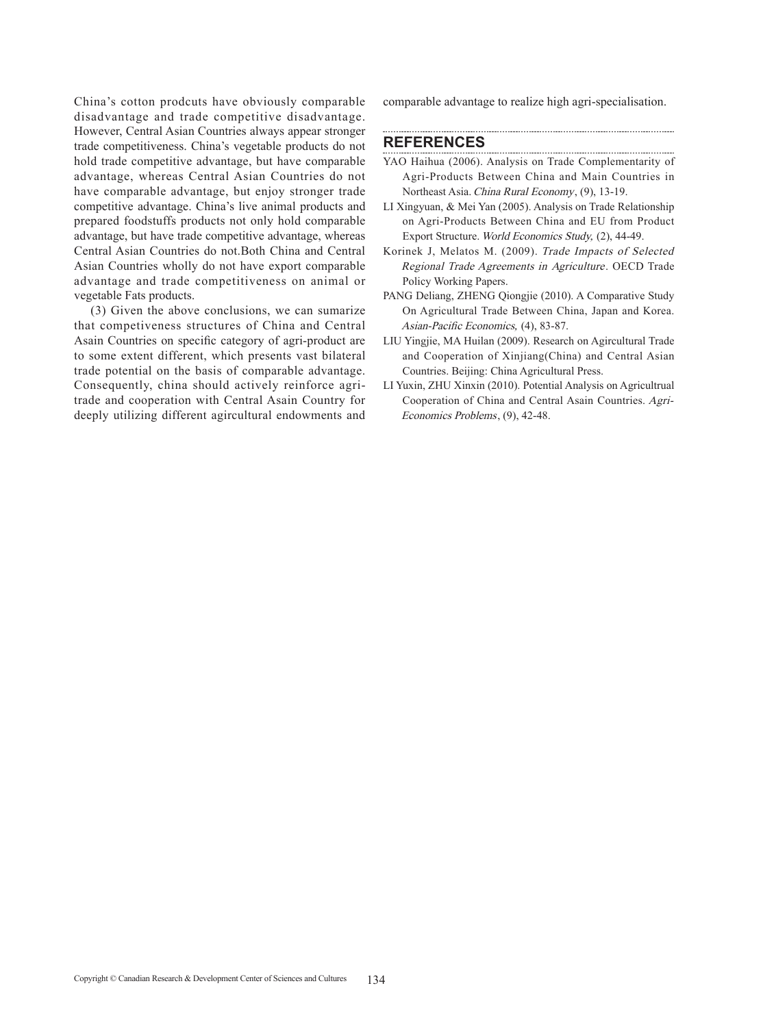China's cotton prodcuts have obviously comparable disadvantage and trade competitive disadvantage. However, Central Asian Countries always appear stronger trade competitiveness. China's vegetable products do not hold trade competitive advantage, but have comparable advantage, whereas Central Asian Countries do not have comparable advantage, but enjoy stronger trade competitive advantage. China's live animal products and prepared foodstuffs products not only hold comparable advantage, but have trade competitive advantage, whereas Central Asian Countries do not.Both China and Central Asian Countries wholly do not have export comparable advantage and trade competitiveness on animal or vegetable Fats products.

(3) Given the above conclusions, we can sumarize that competiveness structures of China and Central Asain Countries on specific category of agri-product are to some extent different, which presents vast bilateral trade potential on the basis of comparable advantage. Consequently, china should actively reinforce agri-trade and cooperation with Central Asain Country for deeply utilizing different agircultural endowments and comparable advantage to realize high agri-specialisation.

## REFERENCES

YAO Haihua (2006). Analysis on Trade Complementarity of Agri-Products Between China and Main Countries in Northeast Asia. *China Rural Economy*, (9), 13-19.

LI Xingyuan, & Mei Yan (2005). Analysis on Trade Relationship on Agri-Products Between China and EU from Product Export Structure. *World Economics Study,* (2), 44-49.

Korinek J, Melatos M. (2009). *Trade Impacts of Selected Regional Trade Agreements in Agriculture*. OECD Trade Policy Working Papers.

PANG Deliang, ZHENG Qiongjie (2010). A Comparative Study On Agricultural Trade Between China, Japan and Korea. *Asian-Pacific Economics,* (4), 83-87.

LIU Yingjie, MA Huilan (2009). Research on Agircultural Trade and Cooperation of Xinjiang(China) and Central Asian Countries. Beijing: China Agricultural Press.

LI Yuxin, ZHU Xinxin (2010). Potential Analysis on Agricultrual Cooperation of China and Central Asain Countries. *Agri-Economics Problems*, (9), 42-48.